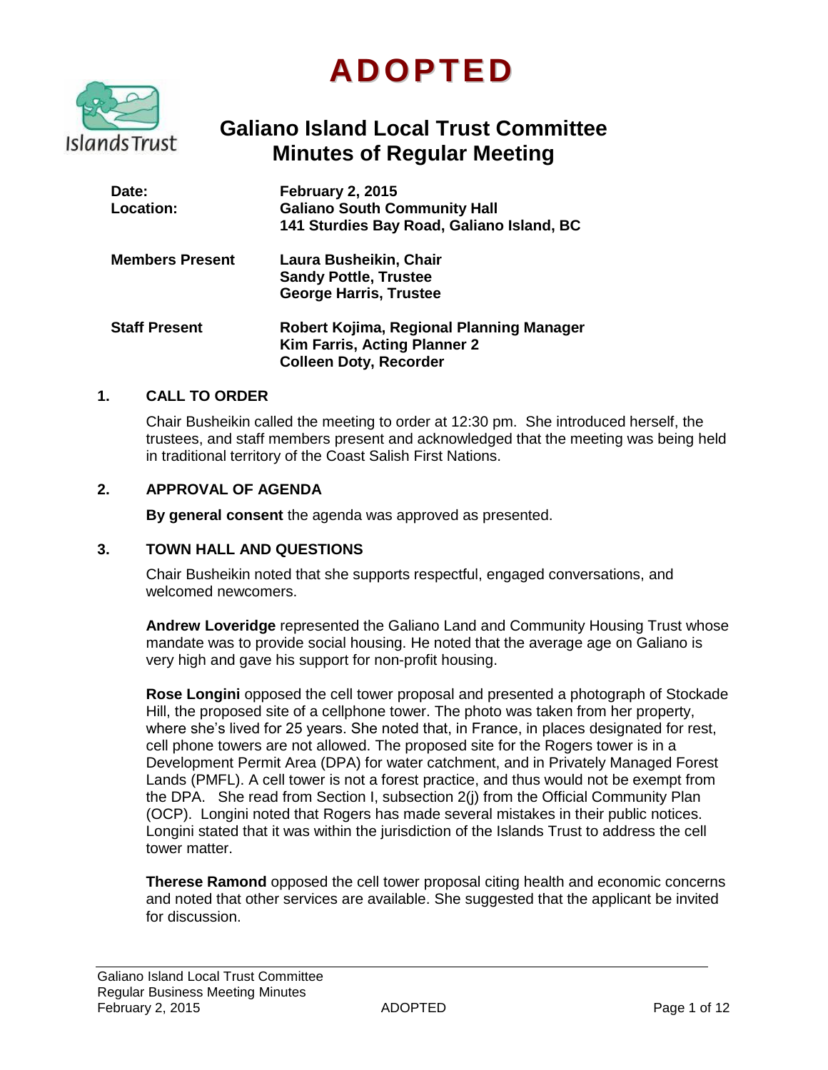# ADOPTED

## Galiano Island Local Trust Committee
## Minutes of Regular Meeting

| | |
|---|---|
| **Date:** | **February 2, 2015** |
| **Location:** | **Galiano South Community Hall**<br>**141 Sturdies Bay Road, Galiano Island, BC** |
| **Members Present** | **Laura Busheikin, Chair**<br>**Sandy Pottle, Trustee**<br>**George Harris, Trustee** |
| **Staff Present** | **Robert Kojima, Regional Planning Manager**<br>**Kim Farris, Acting Planner 2**<br>**Colleen Doty, Recorder** |

### 1. CALL TO ORDER

Chair Busheikin called the meeting to order at 12:30 pm. She introduced herself, the trustees, and staff members present and acknowledged that the meeting was being held in traditional territory of the Coast Salish First Nations.

### 2. APPROVAL OF AGENDA

**By general consent** the agenda was approved as presented.

### 3. TOWN HALL AND QUESTIONS

Chair Busheikin noted that she supports respectful, engaged conversations, and welcomed newcomers.

**Andrew Loveridge** represented the Galiano Land and Community Housing Trust whose mandate was to provide social housing. He noted that the average age on Galiano is very high and gave his support for non-profit housing.

**Rose Longini** opposed the cell tower proposal and presented a photograph of Stockade Hill, the proposed site of a cellphone tower. The photo was taken from her property, where she's lived for 25 years. She noted that, in France, in places designated for rest, cell phone towers are not allowed. The proposed site for the Rogers tower is in a Development Permit Area (DPA) for water catchment, and in Privately Managed Forest Lands (PMFL). A cell tower is not a forest practice, and thus would not be exempt from the DPA. She read from Section I, subsection 2(j) from the Official Community Plan (OCP). Longini noted that Rogers has made several mistakes in their public notices. Longini stated that it was within the jurisdiction of the Islands Trust to address the cell tower matter.

**Therese Ramond** opposed the cell tower proposal citing health and economic concerns and noted that other services are available. She suggested that the applicant be invited for discussion.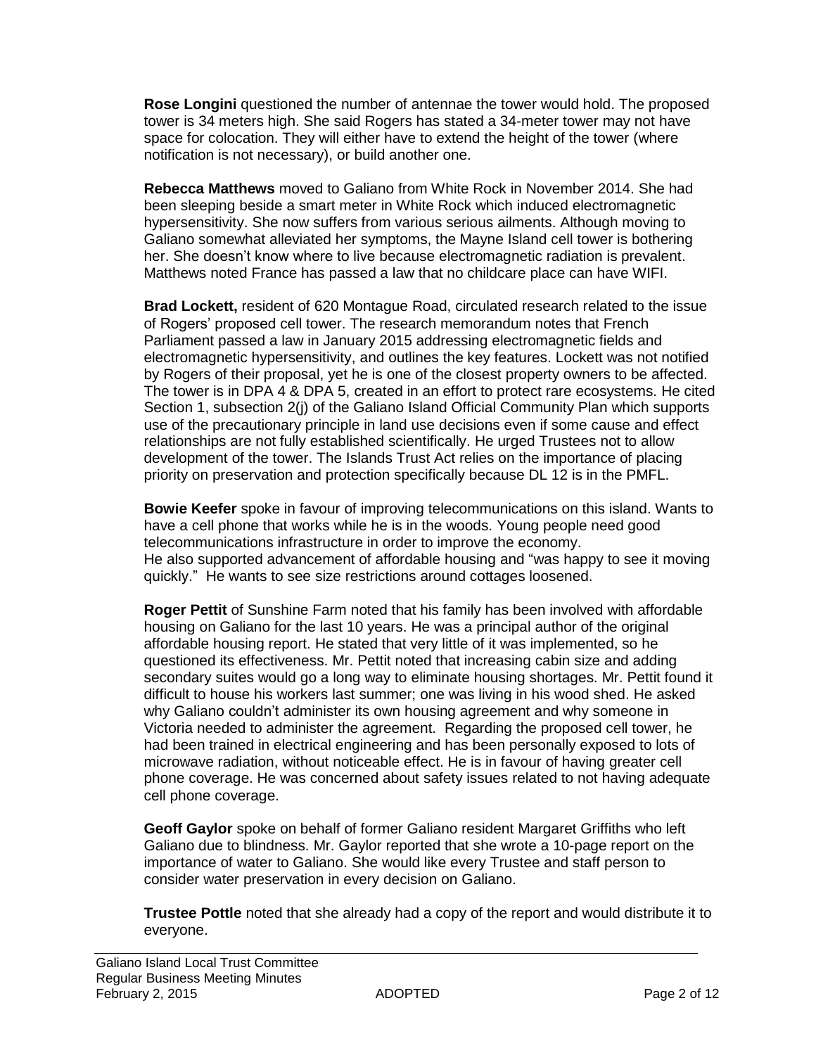**Rose Longini** questioned the number of antennae the tower would hold. The proposed tower is 34 meters high. She said Rogers has stated a 34-meter tower may not have space for colocation. They will either have to extend the height of the tower (where notification is not necessary), or build another one.

**Rebecca Matthews** moved to Galiano from White Rock in November 2014. She had been sleeping beside a smart meter in White Rock which induced electromagnetic hypersensitivity. She now suffers from various serious ailments. Although moving to Galiano somewhat alleviated her symptoms, the Mayne Island cell tower is bothering her. She doesn't know where to live because electromagnetic radiation is prevalent. Matthews noted France has passed a law that no childcare place can have WIFI.

**Brad Lockett,** resident of 620 Montague Road, circulated research related to the issue of Rogers' proposed cell tower. The research memorandum notes that French Parliament passed a law in January 2015 addressing electromagnetic fields and electromagnetic hypersensitivity, and outlines the key features. Lockett was not notified by Rogers of their proposal, yet he is one of the closest property owners to be affected. The tower is in DPA 4 & DPA 5, created in an effort to protect rare ecosystems. He cited Section 1, subsection 2(j) of the Galiano Island Official Community Plan which supports use of the precautionary principle in land use decisions even if some cause and effect relationships are not fully established scientifically. He urged Trustees not to allow development of the tower. The Islands Trust Act relies on the importance of placing priority on preservation and protection specifically because DL 12 is in the PMFL.

**Bowie Keefer** spoke in favour of improving telecommunications on this island. Wants to have a cell phone that works while he is in the woods. Young people need good telecommunications infrastructure in order to improve the economy.
He also supported advancement of affordable housing and "was happy to see it moving quickly." He wants to see size restrictions around cottages loosened.

**Roger Pettit** of Sunshine Farm noted that his family has been involved with affordable housing on Galiano for the last 10 years. He was a principal author of the original affordable housing report. He stated that very little of it was implemented, so he questioned its effectiveness. Mr. Pettit noted that increasing cabin size and adding secondary suites would go a long way to eliminate housing shortages. Mr. Pettit found it difficult to house his workers last summer; one was living in his wood shed. He asked why Galiano couldn't administer its own housing agreement and why someone in Victoria needed to administer the agreement. Regarding the proposed cell tower, he had been trained in electrical engineering and has been personally exposed to lots of microwave radiation, without noticeable effect. He is in favour of having greater cell phone coverage. He was concerned about safety issues related to not having adequate cell phone coverage.

**Geoff Gaylor** spoke on behalf of former Galiano resident Margaret Griffiths who left Galiano due to blindness. Mr. Gaylor reported that she wrote a 10-page report on the importance of water to Galiano. She would like every Trustee and staff person to consider water preservation in every decision on Galiano.

**Trustee Pottle** noted that she already had a copy of the report and would distribute it to everyone.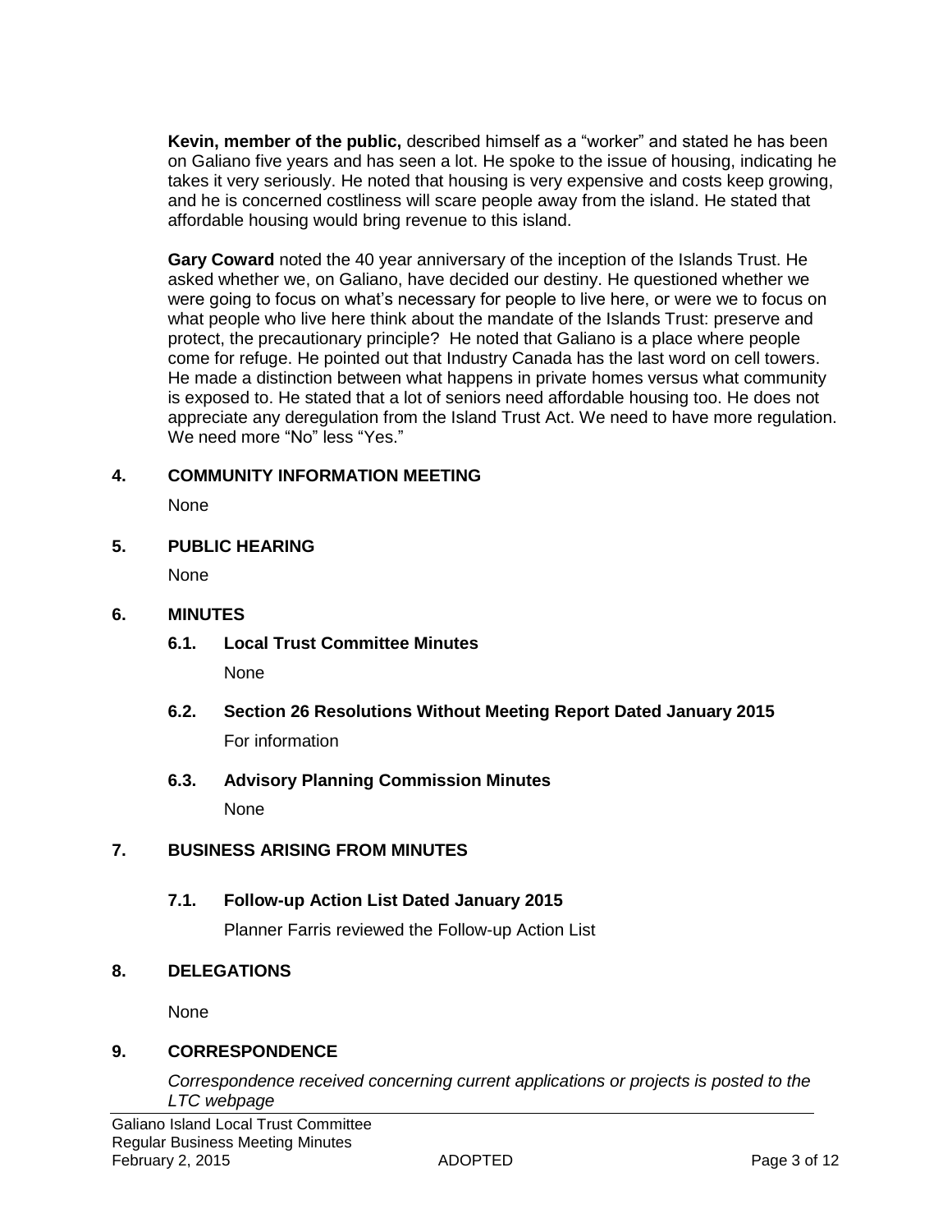**Kevin, member of the public,** described himself as a “worker” and stated he has been on Galiano five years and has seen a lot. He spoke to the issue of housing, indicating he takes it very seriously. He noted that housing is very expensive and costs keep growing, and he is concerned costliness will scare people away from the island. He stated that affordable housing would bring revenue to this island.

**Gary Coward** noted the 40 year anniversary of the inception of the Islands Trust. He asked whether we, on Galiano, have decided our destiny. He questioned whether we were going to focus on what’s necessary for people to live here, or were we to focus on what people who live here think about the mandate of the Islands Trust: preserve and protect, the precautionary principle? He noted that Galiano is a place where people come for refuge. He pointed out that Industry Canada has the last word on cell towers. He made a distinction between what happens in private homes versus what community is exposed to. He stated that a lot of seniors need affordable housing too. He does not appreciate any deregulation from the Island Trust Act. We need to have more regulation. We need more “No” less “Yes.”

## 4. COMMUNITY INFORMATION MEETING

None

## 5. PUBLIC HEARING

None

## 6. MINUTES

### 6.1. Local Trust Committee Minutes

None

### 6.2. Section 26 Resolutions Without Meeting Report Dated January 2015

For information

### 6.3. Advisory Planning Commission Minutes

None

## 7. BUSINESS ARISING FROM MINUTES

### 7.1. Follow-up Action List Dated January 2015

Planner Farris reviewed the Follow-up Action List

## 8. DELEGATIONS

None

## 9. CORRESPONDENCE

*Correspondence received concerning current applications or projects is posted to the LTC webpage*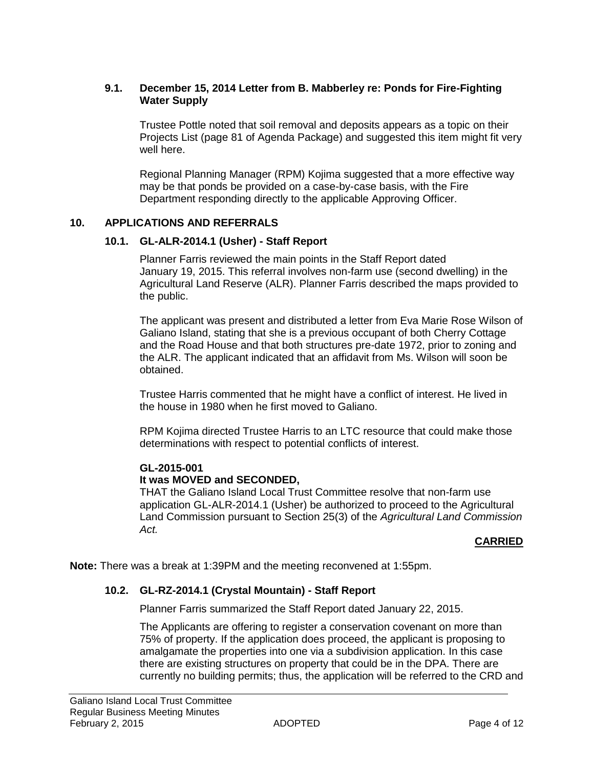### 9.1. December 15, 2014 Letter from B. Mabberley re: Ponds for Fire-Fighting Water Supply

Trustee Pottle noted that soil removal and deposits appears as a topic on their Projects List (page 81 of Agenda Package) and suggested this item might fit very well here.

Regional Planning Manager (RPM) Kojima suggested that a more effective way may be that ponds be provided on a case-by-case basis, with the Fire Department responding directly to the applicable Approving Officer.

## 10. APPLICATIONS AND REFERRALS

### 10.1. GL-ALR-2014.1 (Usher) - Staff Report

Planner Farris reviewed the main points in the Staff Report dated January 19, 2015. This referral involves non-farm use (second dwelling) in the Agricultural Land Reserve (ALR). Planner Farris described the maps provided to the public.

The applicant was present and distributed a letter from Eva Marie Rose Wilson of Galiano Island, stating that she is a previous occupant of both Cherry Cottage and the Road House and that both structures pre-date 1972, prior to zoning and the ALR. The applicant indicated that an affidavit from Ms. Wilson will soon be obtained.

Trustee Harris commented that he might have a conflict of interest. He lived in the house in 1980 when he first moved to Galiano.

RPM Kojima directed Trustee Harris to an LTC resource that could make those determinations with respect to potential conflicts of interest.

**GL-2015-001**
**It was MOVED and SECONDED,**
THAT the Galiano Island Local Trust Committee resolve that non-farm use application GL-ALR-2014.1 (Usher) be authorized to proceed to the Agricultural Land Commission pursuant to Section 25(3) of the *Agricultural Land Commission Act.*

**CARRIED**

**Note:** There was a break at 1:39PM and the meeting reconvened at 1:55pm.

### 10.2. GL-RZ-2014.1 (Crystal Mountain) - Staff Report

Planner Farris summarized the Staff Report dated January 22, 2015.

The Applicants are offering to register a conservation covenant on more than 75% of property. If the application does proceed, the applicant is proposing to amalgamate the properties into one via a subdivision application. In this case there are existing structures on property that could be in the DPA. There are currently no building permits; thus, the application will be referred to the CRD and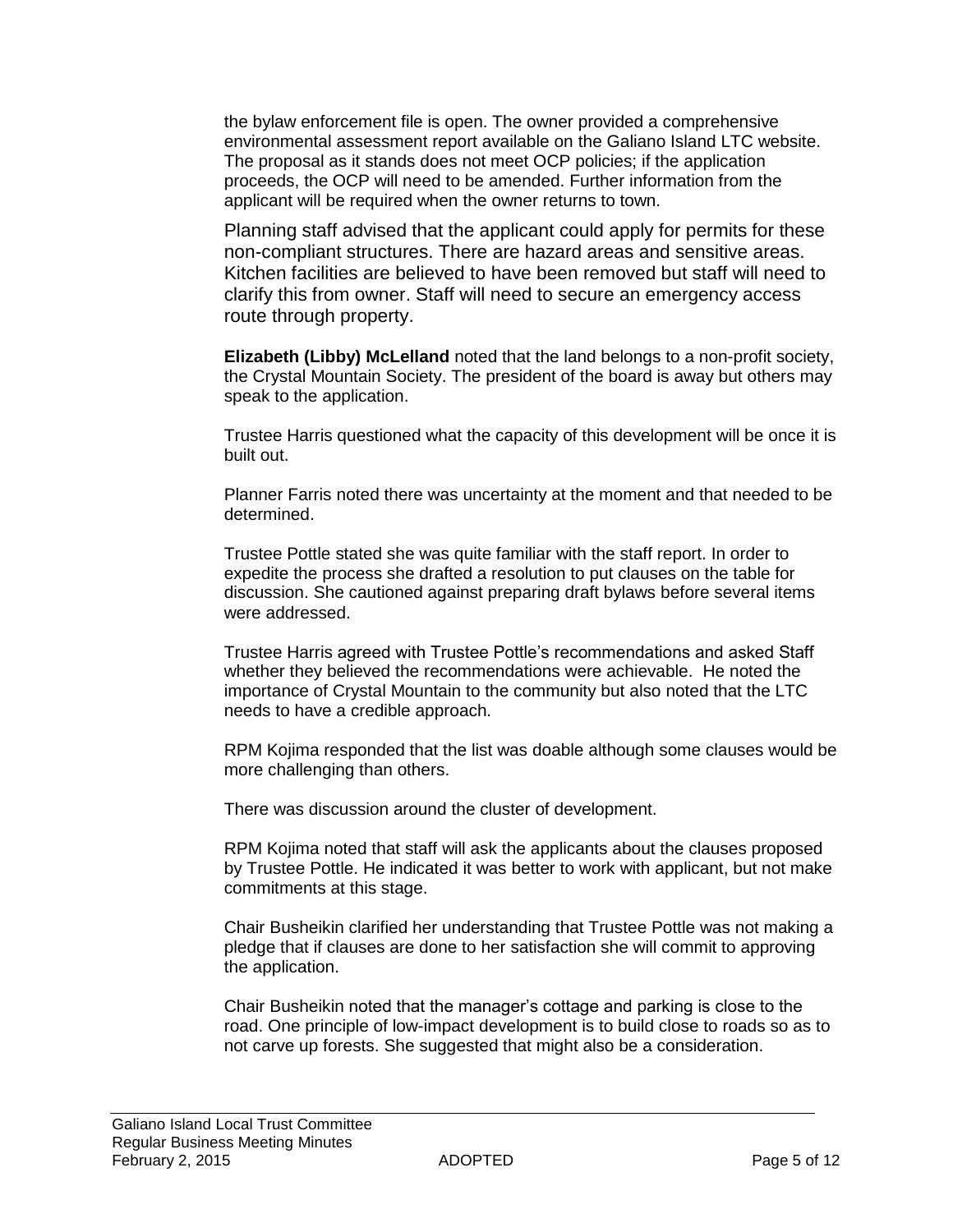the bylaw enforcement file is open. The owner provided a comprehensive environmental assessment report available on the Galiano Island LTC website. The proposal as it stands does not meet OCP policies; if the application proceeds, the OCP will need to be amended. Further information from the applicant will be required when the owner returns to town.

Planning staff advised that the applicant could apply for permits for these non-compliant structures. There are hazard areas and sensitive areas. Kitchen facilities are believed to have been removed but staff will need to clarify this from owner. Staff will need to secure an emergency access route through property.

**Elizabeth (Libby) McLelland** noted that the land belongs to a non-profit society, the Crystal Mountain Society. The president of the board is away but others may speak to the application.

Trustee Harris questioned what the capacity of this development will be once it is built out.

Planner Farris noted there was uncertainty at the moment and that needed to be determined.

Trustee Pottle stated she was quite familiar with the staff report. In order to expedite the process she drafted a resolution to put clauses on the table for discussion. She cautioned against preparing draft bylaws before several items were addressed.

Trustee Harris agreed with Trustee Pottle's recommendations and asked Staff whether they believed the recommendations were achievable. He noted the importance of Crystal Mountain to the community but also noted that the LTC needs to have a credible approach.

RPM Kojima responded that the list was doable although some clauses would be more challenging than others.

There was discussion around the cluster of development.

RPM Kojima noted that staff will ask the applicants about the clauses proposed by Trustee Pottle. He indicated it was better to work with applicant, but not make commitments at this stage.

Chair Busheikin clarified her understanding that Trustee Pottle was not making a pledge that if clauses are done to her satisfaction she will commit to approving the application.

Chair Busheikin noted that the manager's cottage and parking is close to the road. One principle of low-impact development is to build close to roads so as to not carve up forests. She suggested that might also be a consideration.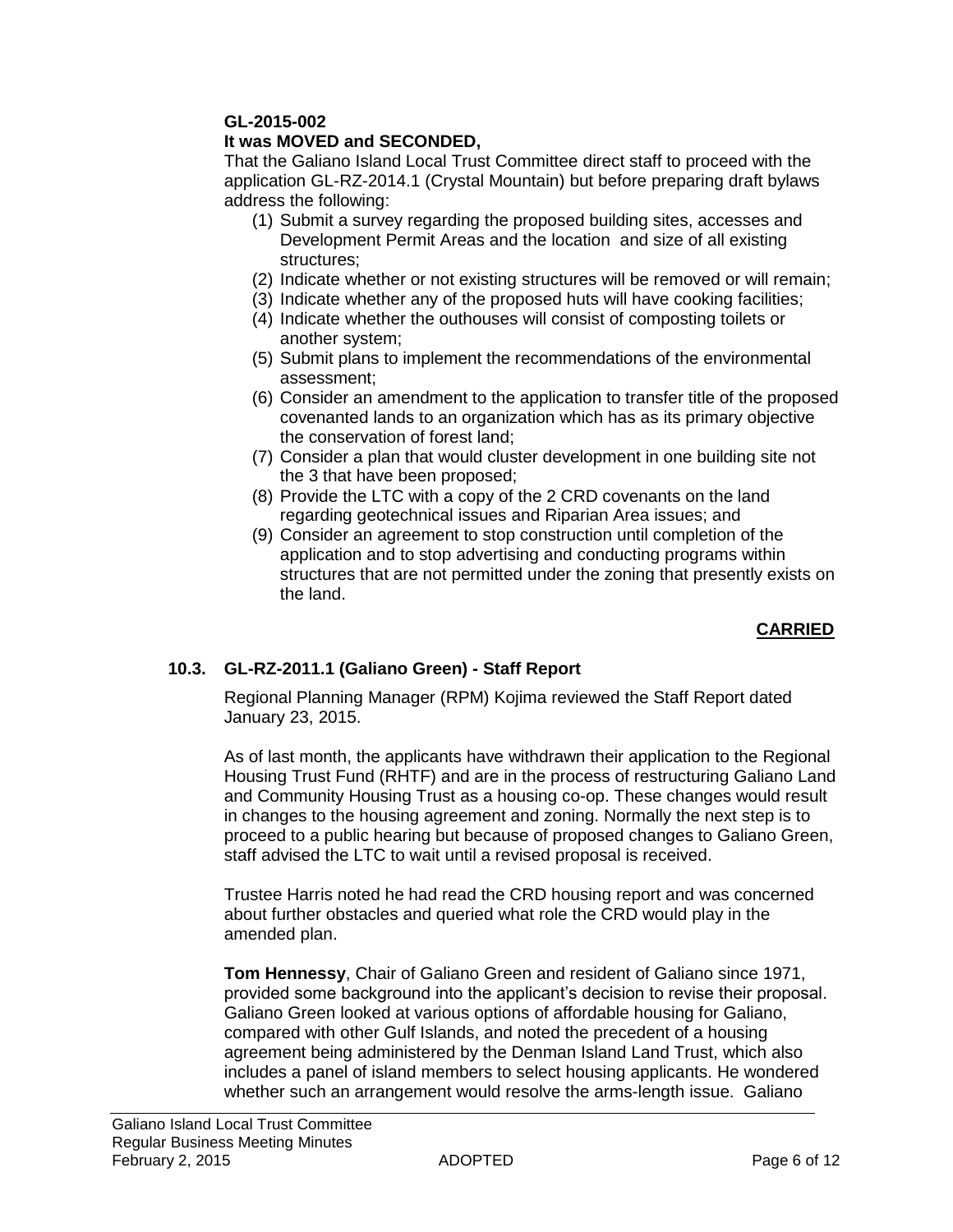**GL-2015-002**
**It was MOVED and SECONDED,**

That the Galiano Island Local Trust Committee direct staff to proceed with the application GL-RZ-2014.1 (Crystal Mountain) but before preparing draft bylaws address the following:

(1) Submit a survey regarding the proposed building sites, accesses and Development Permit Areas and the location and size of all existing structures;
(2) Indicate whether or not existing structures will be removed or will remain;
(3) Indicate whether any of the proposed huts will have cooking facilities;
(4) Indicate whether the outhouses will consist of composting toilets or another system;
(5) Submit plans to implement the recommendations of the environmental assessment;
(6) Consider an amendment to the application to transfer title of the proposed covenanted lands to an organization which has as its primary objective the conservation of forest land;
(7) Consider a plan that would cluster development in one building site not the 3 that have been proposed;
(8) Provide the LTC with a copy of the 2 CRD covenants on the land regarding geotechnical issues and Riparian Area issues; and
(9) Consider an agreement to stop construction until completion of the application and to stop advertising and conducting programs within structures that are not permitted under the zoning that presently exists on the land.

**CARRIED**

### 10.3. GL-RZ-2011.1 (Galiano Green) - Staff Report

Regional Planning Manager (RPM) Kojima reviewed the Staff Report dated January 23, 2015.

As of last month, the applicants have withdrawn their application to the Regional Housing Trust Fund (RHTF) and are in the process of restructuring Galiano Land and Community Housing Trust as a housing co-op. These changes would result in changes to the housing agreement and zoning. Normally the next step is to proceed to a public hearing but because of proposed changes to Galiano Green, staff advised the LTC to wait until a revised proposal is received.

Trustee Harris noted he had read the CRD housing report and was concerned about further obstacles and queried what role the CRD would play in the amended plan.

**Tom Hennessy**, Chair of Galiano Green and resident of Galiano since 1971, provided some background into the applicant's decision to revise their proposal. Galiano Green looked at various options of affordable housing for Galiano, compared with other Gulf Islands, and noted the precedent of a housing agreement being administered by the Denman Island Land Trust, which also includes a panel of island members to select housing applicants. He wondered whether such an arrangement would resolve the arms-length issue. Galiano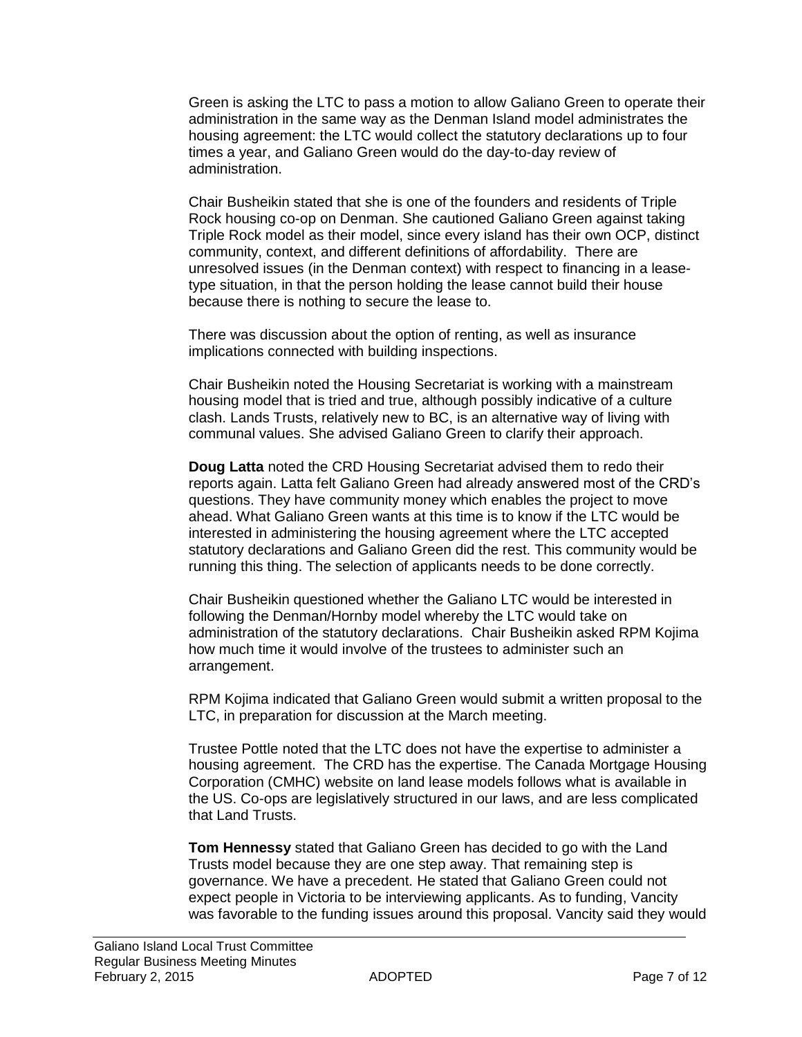Green is asking the LTC to pass a motion to allow Galiano Green to operate their administration in the same way as the Denman Island model administrates the housing agreement: the LTC would collect the statutory declarations up to four times a year, and Galiano Green would do the day-to-day review of administration.

Chair Busheikin stated that she is one of the founders and residents of Triple Rock housing co-op on Denman. She cautioned Galiano Green against taking Triple Rock model as their model, since every island has their own OCP, distinct community, context, and different definitions of affordability. There are unresolved issues (in the Denman context) with respect to financing in a lease-type situation, in that the person holding the lease cannot build their house because there is nothing to secure the lease to.

There was discussion about the option of renting, as well as insurance implications connected with building inspections.

Chair Busheikin noted the Housing Secretariat is working with a mainstream housing model that is tried and true, although possibly indicative of a culture clash. Lands Trusts, relatively new to BC, is an alternative way of living with communal values. She advised Galiano Green to clarify their approach.

**Doug Latta** noted the CRD Housing Secretariat advised them to redo their reports again. Latta felt Galiano Green had already answered most of the CRD's questions. They have community money which enables the project to move ahead. What Galiano Green wants at this time is to know if the LTC would be interested in administering the housing agreement where the LTC accepted statutory declarations and Galiano Green did the rest. This community would be running this thing. The selection of applicants needs to be done correctly.

Chair Busheikin questioned whether the Galiano LTC would be interested in following the Denman/Hornby model whereby the LTC would take on administration of the statutory declarations. Chair Busheikin asked RPM Kojima how much time it would involve of the trustees to administer such an arrangement.

RPM Kojima indicated that Galiano Green would submit a written proposal to the LTC, in preparation for discussion at the March meeting.

Trustee Pottle noted that the LTC does not have the expertise to administer a housing agreement. The CRD has the expertise. The Canada Mortgage Housing Corporation (CMHC) website on land lease models follows what is available in the US. Co-ops are legislatively structured in our laws, and are less complicated that Land Trusts.

**Tom Hennessy** stated that Galiano Green has decided to go with the Land Trusts model because they are one step away. That remaining step is governance. We have a precedent. He stated that Galiano Green could not expect people in Victoria to be interviewing applicants. As to funding, Vancity was favorable to the funding issues around this proposal. Vancity said they would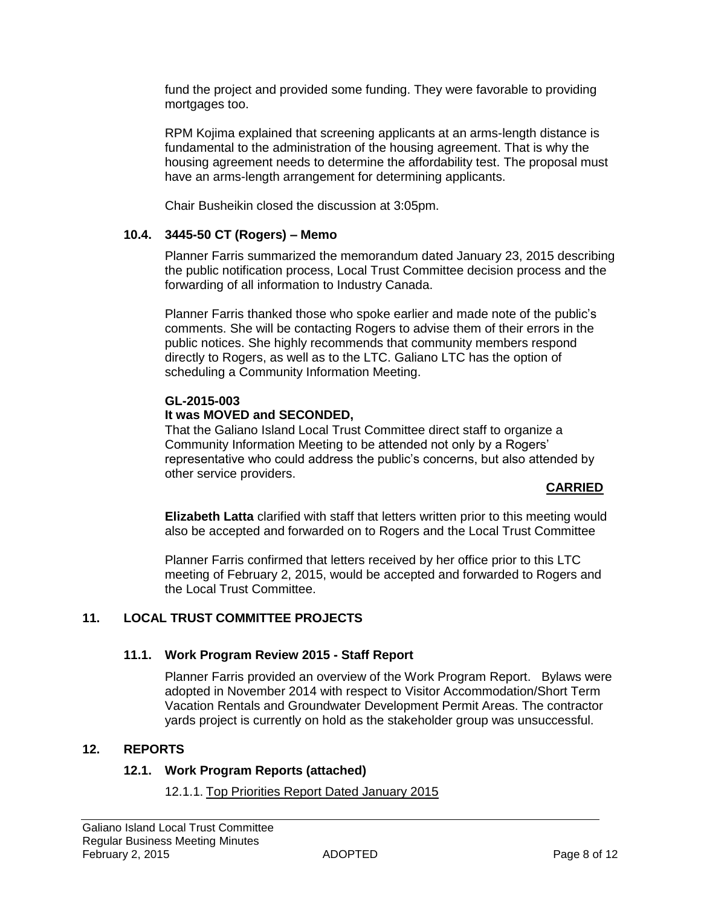fund the project and provided some funding. They were favorable to providing mortgages too.

RPM Kojima explained that screening applicants at an arms-length distance is fundamental to the administration of the housing agreement. That is why the housing agreement needs to determine the affordability test. The proposal must have an arms-length arrangement for determining applicants.

Chair Busheikin closed the discussion at 3:05pm.

### 10.4. 3445-50 CT (Rogers) – Memo

Planner Farris summarized the memorandum dated January 23, 2015 describing the public notification process, Local Trust Committee decision process and the forwarding of all information to Industry Canada.

Planner Farris thanked those who spoke earlier and made note of the public's comments. She will be contacting Rogers to advise them of their errors in the public notices. She highly recommends that community members respond directly to Rogers, as well as to the LTC. Galiano LTC has the option of scheduling a Community Information Meeting.

**GL-2015-003**
**It was MOVED and SECONDED,**
That the Galiano Island Local Trust Committee direct staff to organize a Community Information Meeting to be attended not only by a Rogers' representative who could address the public's concerns, but also attended by other service providers.

**CARRIED**

**Elizabeth Latta** clarified with staff that letters written prior to this meeting would also be accepted and forwarded on to Rogers and the Local Trust Committee

Planner Farris confirmed that letters received by her office prior to this LTC meeting of February 2, 2015, would be accepted and forwarded to Rogers and the Local Trust Committee.

## 11. LOCAL TRUST COMMITTEE PROJECTS

### 11.1. Work Program Review 2015 - Staff Report

Planner Farris provided an overview of the Work Program Report. Bylaws were adopted in November 2014 with respect to Visitor Accommodation/Short Term Vacation Rentals and Groundwater Development Permit Areas. The contractor yards project is currently on hold as the stakeholder group was unsuccessful.

## 12. REPORTS

### 12.1. Work Program Reports (attached)

12.1.1. Top Priorities Report Dated January 2015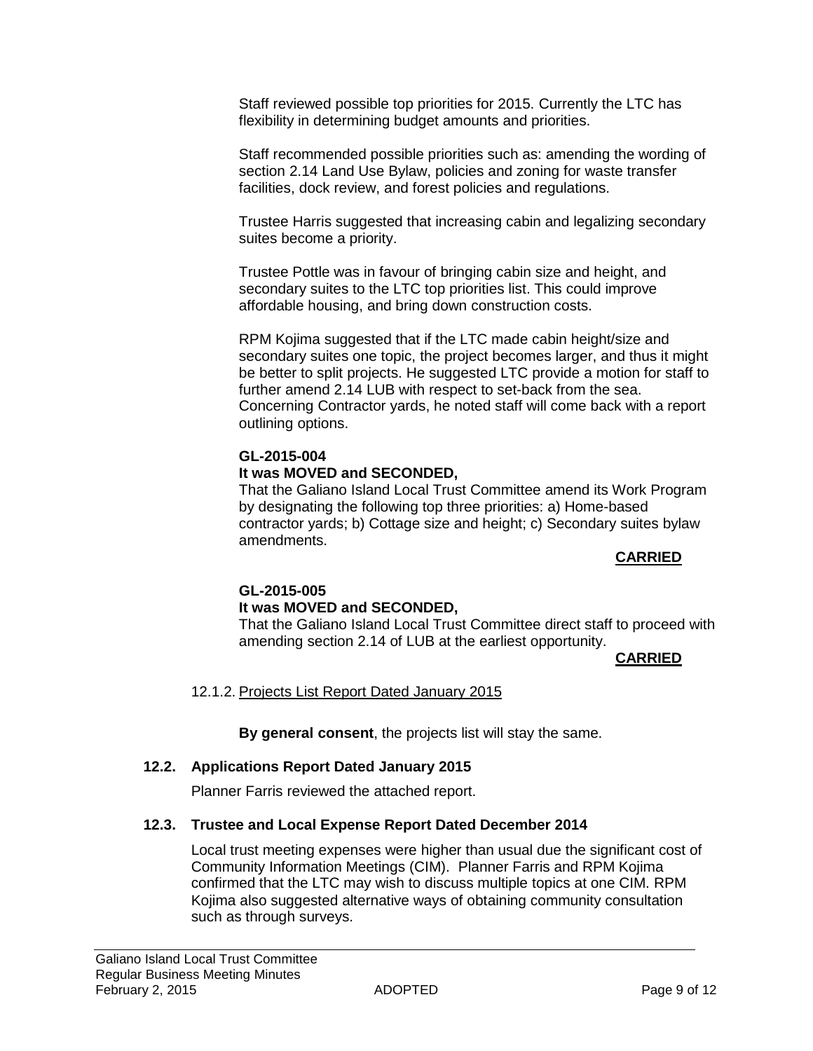Staff reviewed possible top priorities for 2015. Currently the LTC has flexibility in determining budget amounts and priorities.

Staff recommended possible priorities such as: amending the wording of section 2.14 Land Use Bylaw, policies and zoning for waste transfer facilities, dock review, and forest policies and regulations.

Trustee Harris suggested that increasing cabin and legalizing secondary suites become a priority.

Trustee Pottle was in favour of bringing cabin size and height, and secondary suites to the LTC top priorities list. This could improve affordable housing, and bring down construction costs.

RPM Kojima suggested that if the LTC made cabin height/size and secondary suites one topic, the project becomes larger, and thus it might be better to split projects. He suggested LTC provide a motion for staff to further amend 2.14 LUB with respect to set-back from the sea. Concerning Contractor yards, he noted staff will come back with a report outlining options.

**GL-2015-004**
**It was MOVED and SECONDED,**
That the Galiano Island Local Trust Committee amend its Work Program by designating the following top three priorities: a) Home-based contractor yards; b) Cottage size and height; c) Secondary suites bylaw amendments.

**CARRIED**

**GL-2015-005**
**It was MOVED and SECONDED,**
That the Galiano Island Local Trust Committee direct staff to proceed with amending section 2.14 of LUB at the earliest opportunity.

**CARRIED**

12.1.2. Projects List Report Dated January 2015

**By general consent**, the projects list will stay the same.

### 12.2. Applications Report Dated January 2015

Planner Farris reviewed the attached report.

### 12.3. Trustee and Local Expense Report Dated December 2014

Local trust meeting expenses were higher than usual due the significant cost of Community Information Meetings (CIM). Planner Farris and RPM Kojima confirmed that the LTC may wish to discuss multiple topics at one CIM. RPM Kojima also suggested alternative ways of obtaining community consultation such as through surveys.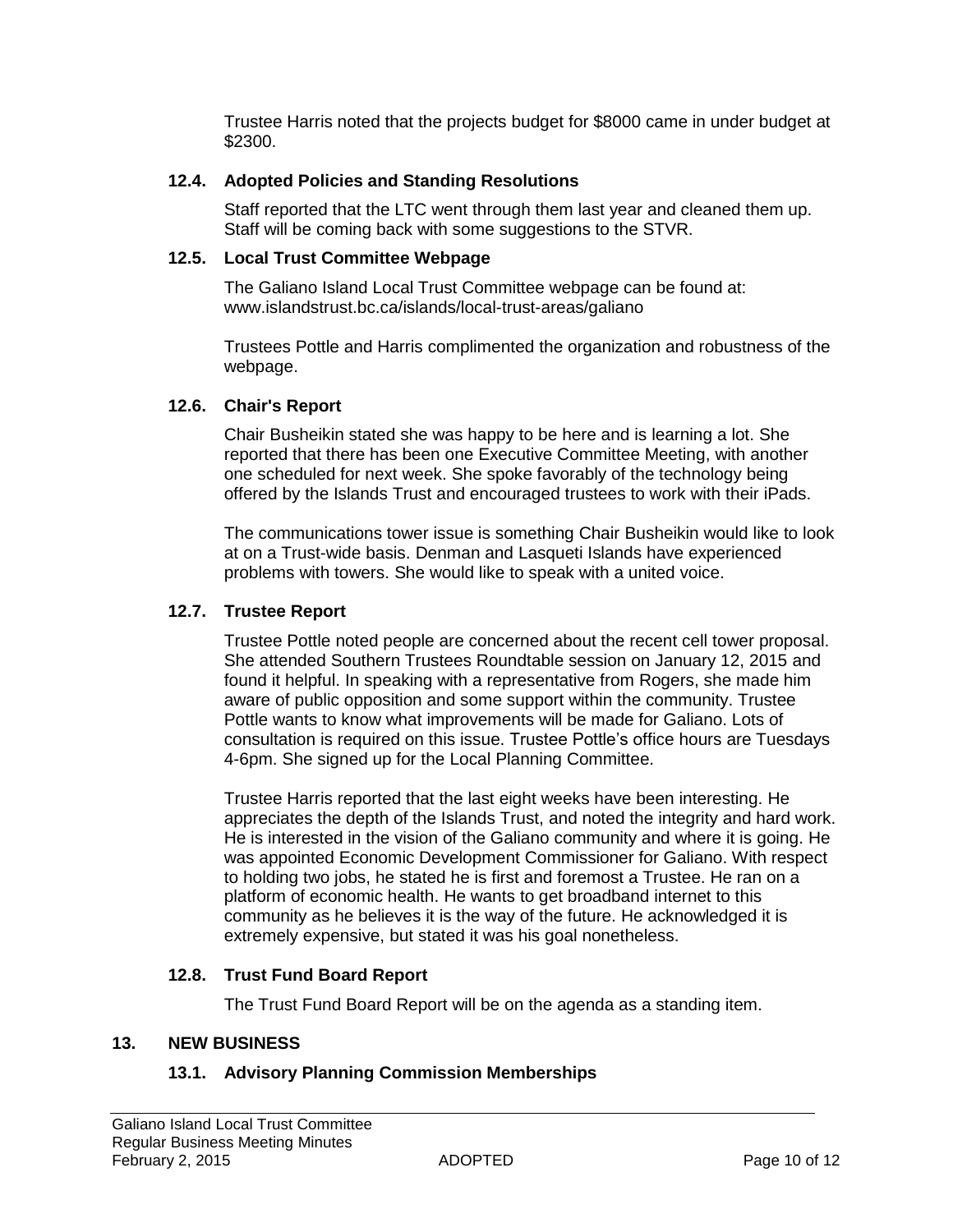Trustee Harris noted that the projects budget for $8000 came in under budget at $2300.

### 12.4. Adopted Policies and Standing Resolutions

Staff reported that the LTC went through them last year and cleaned them up. Staff will be coming back with some suggestions to the STVR.

### 12.5. Local Trust Committee Webpage

The Galiano Island Local Trust Committee webpage can be found at: www.islandstrust.bc.ca/islands/local-trust-areas/galiano

Trustees Pottle and Harris complimented the organization and robustness of the webpage.

### 12.6. Chair's Report

Chair Busheikin stated she was happy to be here and is learning a lot. She reported that there has been one Executive Committee Meeting, with another one scheduled for next week. She spoke favorably of the technology being offered by the Islands Trust and encouraged trustees to work with their iPads.

The communications tower issue is something Chair Busheikin would like to look at on a Trust-wide basis. Denman and Lasqueti Islands have experienced problems with towers. She would like to speak with a united voice.

### 12.7. Trustee Report

Trustee Pottle noted people are concerned about the recent cell tower proposal. She attended Southern Trustees Roundtable session on January 12, 2015 and found it helpful. In speaking with a representative from Rogers, she made him aware of public opposition and some support within the community. Trustee Pottle wants to know what improvements will be made for Galiano. Lots of consultation is required on this issue. Trustee Pottle's office hours are Tuesdays 4-6pm. She signed up for the Local Planning Committee.

Trustee Harris reported that the last eight weeks have been interesting. He appreciates the depth of the Islands Trust, and noted the integrity and hard work. He is interested in the vision of the Galiano community and where it is going. He was appointed Economic Development Commissioner for Galiano. With respect to holding two jobs, he stated he is first and foremost a Trustee. He ran on a platform of economic health. He wants to get broadband internet to this community as he believes it is the way of the future. He acknowledged it is extremely expensive, but stated it was his goal nonetheless.

### 12.8. Trust Fund Board Report

The Trust Fund Board Report will be on the agenda as a standing item.

## 13. NEW BUSINESS

### 13.1. Advisory Planning Commission Memberships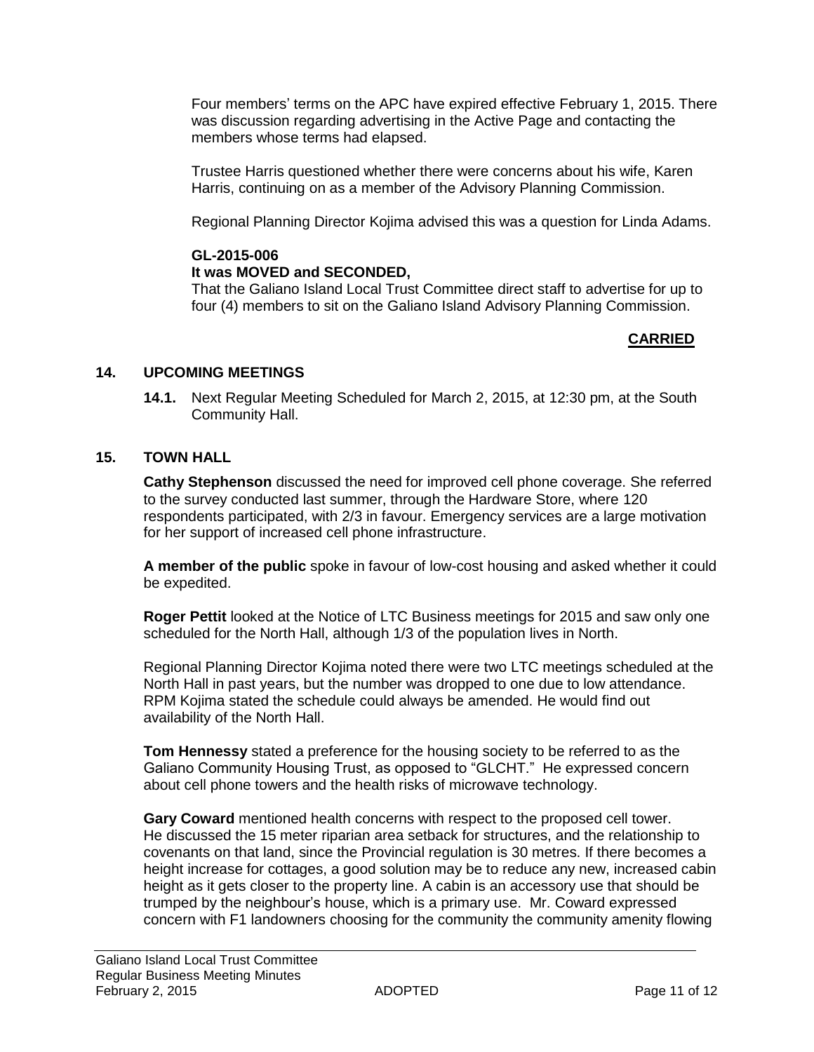Four members' terms on the APC have expired effective February 1, 2015. There was discussion regarding advertising in the Active Page and contacting the members whose terms had elapsed.

Trustee Harris questioned whether there were concerns about his wife, Karen Harris, continuing on as a member of the Advisory Planning Commission.

Regional Planning Director Kojima advised this was a question for Linda Adams.

**GL-2015-006**
**It was MOVED and SECONDED,**
That the Galiano Island Local Trust Committee direct staff to advertise for up to four (4) members to sit on the Galiano Island Advisory Planning Commission.

**CARRIED**

## 14. UPCOMING MEETINGS

**14.1.** Next Regular Meeting Scheduled for March 2, 2015, at 12:30 pm, at the South Community Hall.

## 15. TOWN HALL

**Cathy Stephenson** discussed the need for improved cell phone coverage. She referred to the survey conducted last summer, through the Hardware Store, where 120 respondents participated, with 2/3 in favour. Emergency services are a large motivation for her support of increased cell phone infrastructure.

**A member of the public** spoke in favour of low-cost housing and asked whether it could be expedited.

**Roger Pettit** looked at the Notice of LTC Business meetings for 2015 and saw only one scheduled for the North Hall, although 1/3 of the population lives in North.

Regional Planning Director Kojima noted there were two LTC meetings scheduled at the North Hall in past years, but the number was dropped to one due to low attendance. RPM Kojima stated the schedule could always be amended. He would find out availability of the North Hall.

**Tom Hennessy** stated a preference for the housing society to be referred to as the Galiano Community Housing Trust, as opposed to "GLCHT." He expressed concern about cell phone towers and the health risks of microwave technology.

**Gary Coward** mentioned health concerns with respect to the proposed cell tower. He discussed the 15 meter riparian area setback for structures, and the relationship to covenants on that land, since the Provincial regulation is 30 metres. If there becomes a height increase for cottages, a good solution may be to reduce any new, increased cabin height as it gets closer to the property line. A cabin is an accessory use that should be trumped by the neighbour's house, which is a primary use. Mr. Coward expressed concern with F1 landowners choosing for the community the community amenity flowing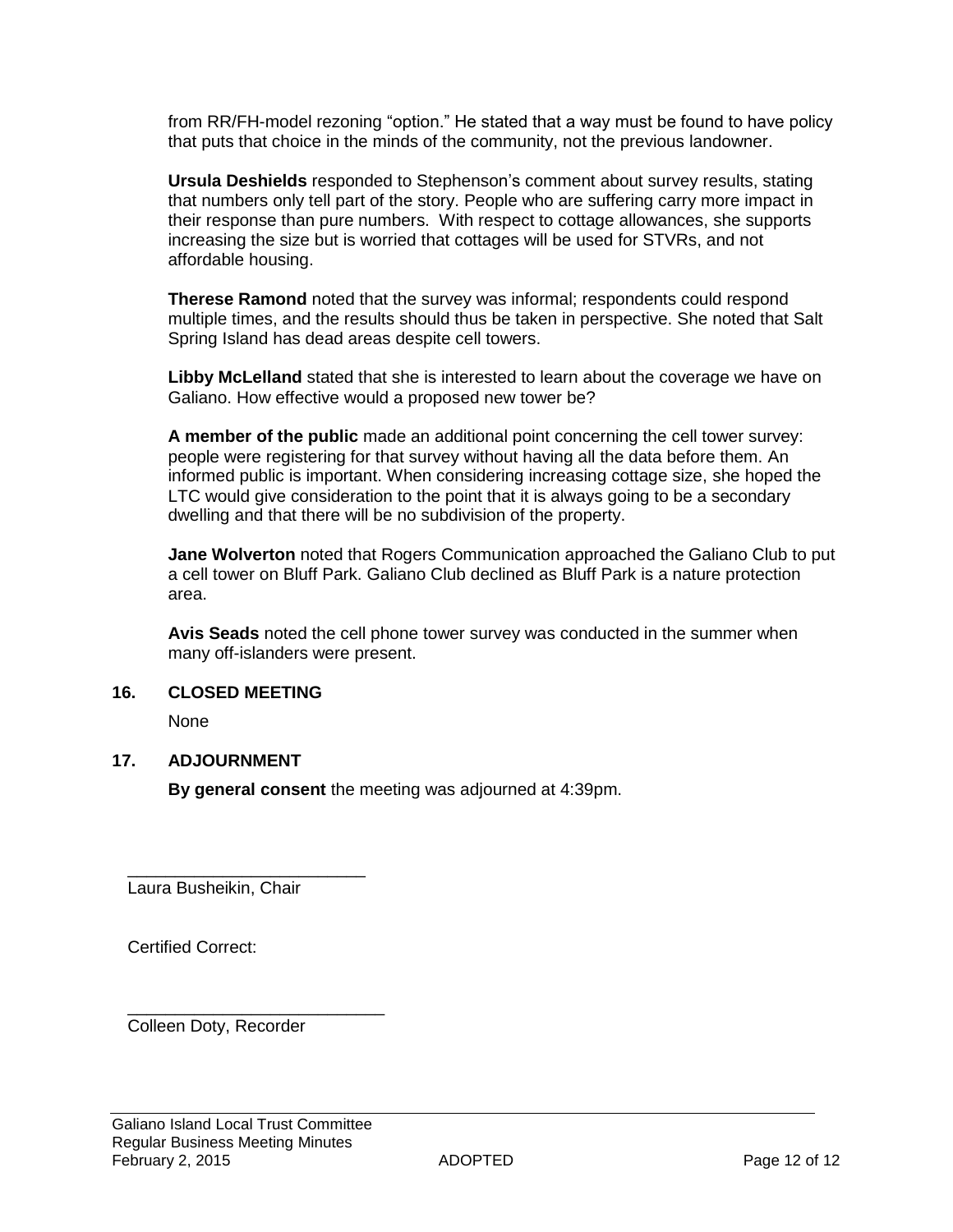from RR/FH-model rezoning "option." He stated that a way must be found to have policy that puts that choice in the minds of the community, not the previous landowner.

**Ursula Deshields** responded to Stephenson's comment about survey results, stating that numbers only tell part of the story. People who are suffering carry more impact in their response than pure numbers. With respect to cottage allowances, she supports increasing the size but is worried that cottages will be used for STVRs, and not affordable housing.

**Therese Ramond** noted that the survey was informal; respondents could respond multiple times, and the results should thus be taken in perspective. She noted that Salt Spring Island has dead areas despite cell towers.

**Libby McLelland** stated that she is interested to learn about the coverage we have on Galiano. How effective would a proposed new tower be?

**A member of the public** made an additional point concerning the cell tower survey: people were registering for that survey without having all the data before them. An informed public is important. When considering increasing cottage size, she hoped the LTC would give consideration to the point that it is always going to be a secondary dwelling and that there will be no subdivision of the property.

**Jane Wolverton** noted that Rogers Communication approached the Galiano Club to put a cell tower on Bluff Park. Galiano Club declined as Bluff Park is a nature protection area.

**Avis Seads** noted the cell phone tower survey was conducted in the summer when many off-islanders were present.

## 16. CLOSED MEETING

None

## 17. ADJOURNMENT

**By general consent** the meeting was adjourned at 4:39pm.

\_\_\_\_\_\_\_\_\_\_\_\_\_\_\_\_\_\_\_\_\_\_\_\_\_
Laura Busheikin, Chair

Certified Correct:

\_\_\_\_\_\_\_\_\_\_\_\_\_\_\_\_\_\_\_\_\_\_\_\_\_\_\_
Colleen Doty, Recorder